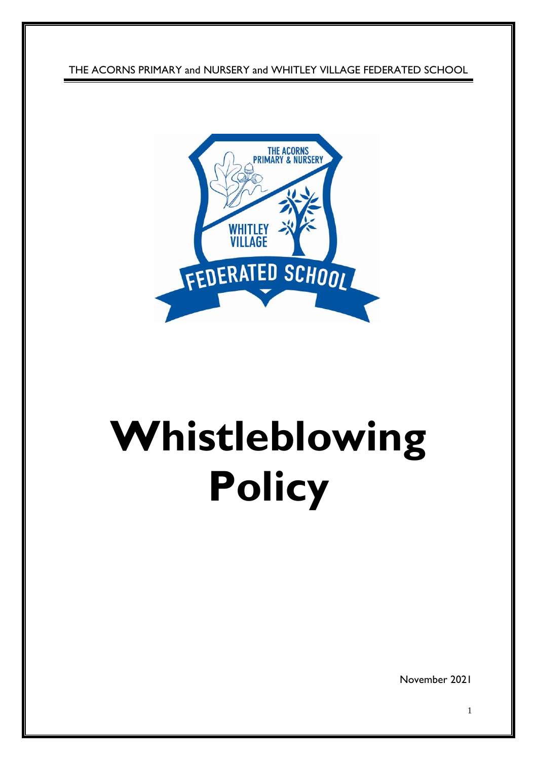THE ACORNS PRIMARY and NURSERY and WHITLEY VILLAGE FEDERATED SCHOOL

# Whistleblowing Policy

November 2021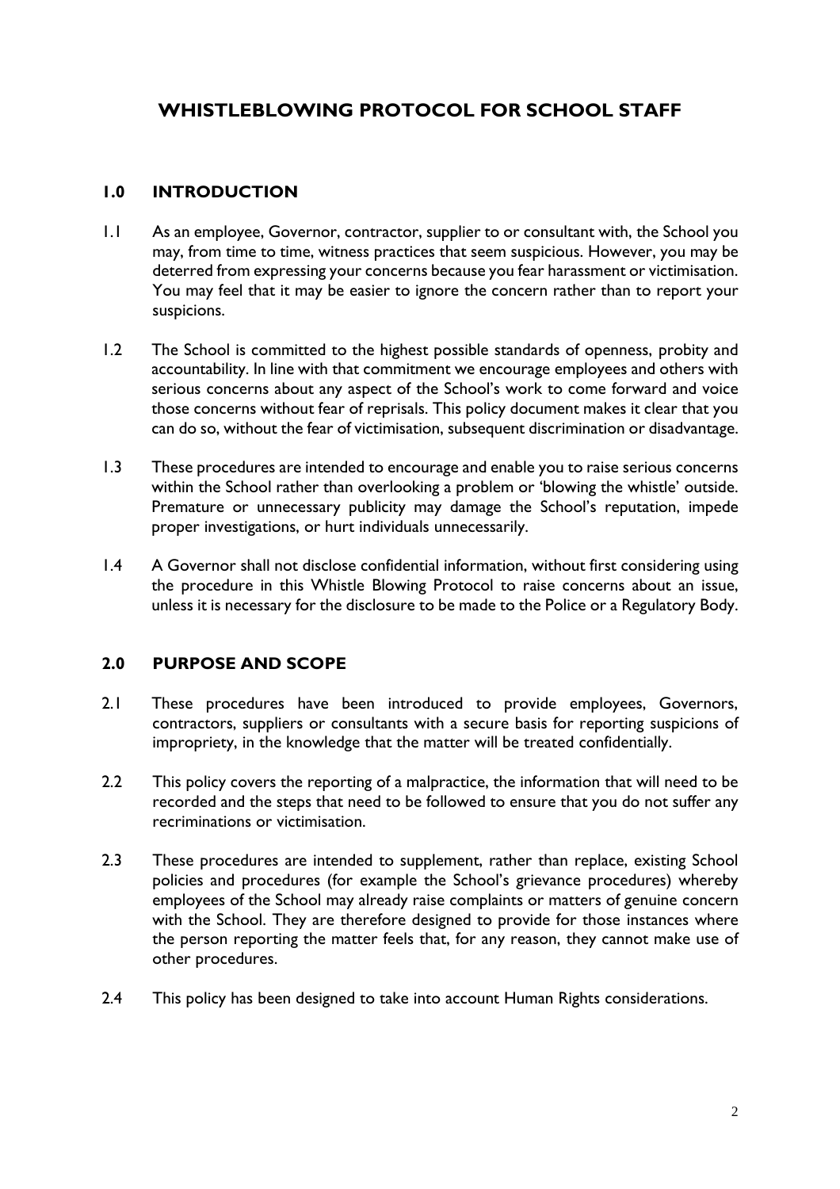# WHISTLEBLOWING PROTOCOL FOR SCHOOL STAFF

## 1.0 INTRODUCTION

1.1 As an employee, Governor, contractor, supplier to or consultant with, the School you may, from time to time, witness practices that seem suspicious. However, you may be deterred from expressing your concerns because you fear harassment or victimisation. You may feel that it may be easier to ignore the concern rather than to report your suspicions.

1.2 The School is committed to the highest possible standards of openness, probity and accountability. In line with that commitment we encourage employees and others with serious concerns about any aspect of the School's work to come forward and voice those concerns without fear of reprisals. This policy document makes it clear that you can do so, without the fear of victimisation, subsequent discrimination or disadvantage.

1.3 These procedures are intended to encourage and enable you to raise serious concerns within the School rather than overlooking a problem or 'blowing the whistle' outside. Premature or unnecessary publicity may damage the School's reputation, impede proper investigations, or hurt individuals unnecessarily.

1.4 A Governor shall not disclose confidential information, without first considering using the procedure in this Whistle Blowing Protocol to raise concerns about an issue, unless it is necessary for the disclosure to be made to the Police or a Regulatory Body.

## 2.0 PURPOSE AND SCOPE

2.1 These procedures have been introduced to provide employees, Governors, contractors, suppliers or consultants with a secure basis for reporting suspicions of impropriety, in the knowledge that the matter will be treated confidentially.

2.2 This policy covers the reporting of a malpractice, the information that will need to be recorded and the steps that need to be followed to ensure that you do not suffer any recriminations or victimisation.

2.3 These procedures are intended to supplement, rather than replace, existing School policies and procedures (for example the School's grievance procedures) whereby employees of the School may already raise complaints or matters of genuine concern with the School. They are therefore designed to provide for those instances where the person reporting the matter feels that, for any reason, they cannot make use of other procedures.

2.4 This policy has been designed to take into account Human Rights considerations.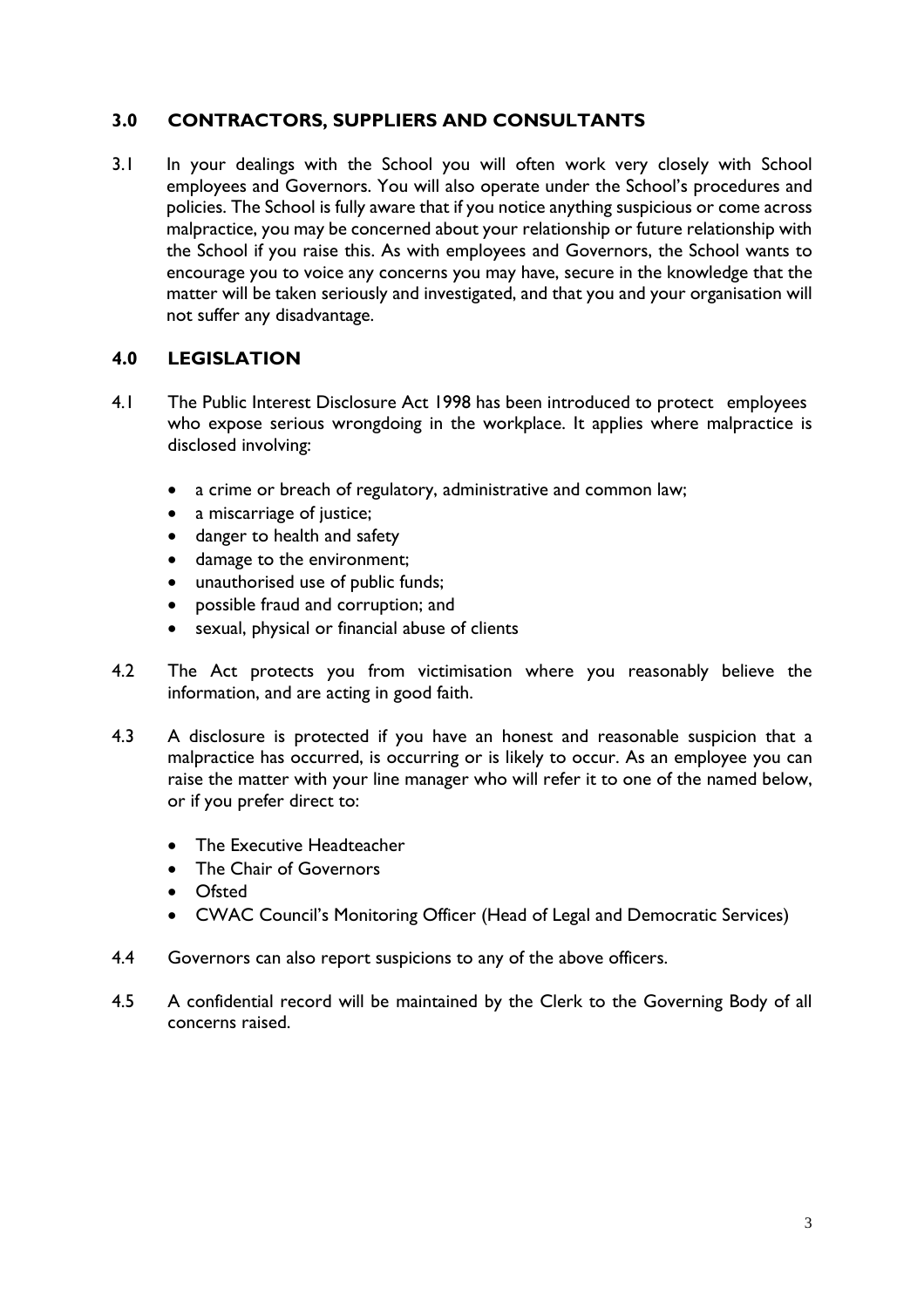## 3.0 CONTRACTORS, SUPPLIERS AND CONSULTANTS

3.1 In your dealings with the School you will often work very closely with School employees and Governors. You will also operate under the School's procedures and policies. The School is fully aware that if you notice anything suspicious or come across malpractice, you may be concerned about your relationship or future relationship with the School if you raise this. As with employees and Governors, the School wants to encourage you to voice any concerns you may have, secure in the knowledge that the matter will be taken seriously and investigated, and that you and your organisation will not suffer any disadvantage.

## 4.0 LEGISLATION

4.1 The Public Interest Disclosure Act 1998 has been introduced to protect employees who expose serious wrongdoing in the workplace. It applies where malpractice is disclosed involving:

- a crime or breach of regulatory, administrative and common law;
- a miscarriage of justice;
- danger to health and safety
- damage to the environment;
- unauthorised use of public funds;
- possible fraud and corruption; and
- sexual, physical or financial abuse of clients

4.2 The Act protects you from victimisation where you reasonably believe the information, and are acting in good faith.

4.3 A disclosure is protected if you have an honest and reasonable suspicion that a malpractice has occurred, is occurring or is likely to occur. As an employee you can raise the matter with your line manager who will refer it to one of the named below, or if you prefer direct to:

- The Executive Headteacher
- The Chair of Governors
- Ofsted
- CWAC Council's Monitoring Officer (Head of Legal and Democratic Services)

4.4 Governors can also report suspicions to any of the above officers.

4.5 A confidential record will be maintained by the Clerk to the Governing Body of all concerns raised.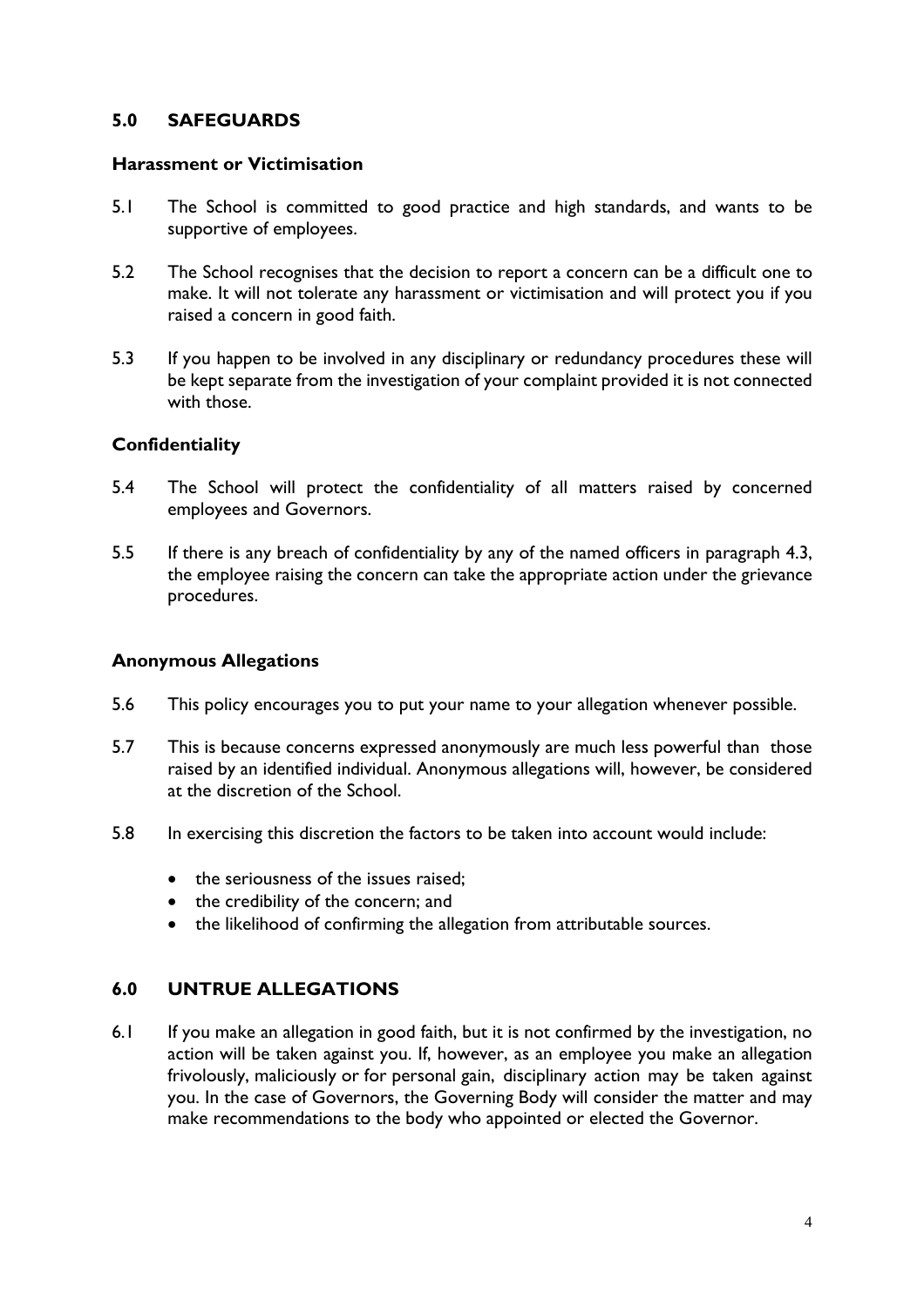## 5.0 SAFEGUARDS

### Harassment or Victimisation

5.1 The School is committed to good practice and high standards, and wants to be supportive of employees.

5.2 The School recognises that the decision to report a concern can be a difficult one to make. It will not tolerate any harassment or victimisation and will protect you if you raised a concern in good faith.

5.3 If you happen to be involved in any disciplinary or redundancy procedures these will be kept separate from the investigation of your complaint provided it is not connected with those.

### Confidentiality

5.4 The School will protect the confidentiality of all matters raised by concerned employees and Governors.

5.5 If there is any breach of confidentiality by any of the named officers in paragraph 4.3, the employee raising the concern can take the appropriate action under the grievance procedures.

### Anonymous Allegations

5.6 This policy encourages you to put your name to your allegation whenever possible.

5.7 This is because concerns expressed anonymously are much less powerful than those raised by an identified individual. Anonymous allegations will, however, be considered at the discretion of the School.

5.8 In exercising this discretion the factors to be taken into account would include:

- the seriousness of the issues raised;
- the credibility of the concern; and
- the likelihood of confirming the allegation from attributable sources.

## 6.0 UNTRUE ALLEGATIONS

6.1 If you make an allegation in good faith, but it is not confirmed by the investigation, no action will be taken against you. If, however, as an employee you make an allegation frivolously, maliciously or for personal gain, disciplinary action may be taken against you. In the case of Governors, the Governing Body will consider the matter and may make recommendations to the body who appointed or elected the Governor.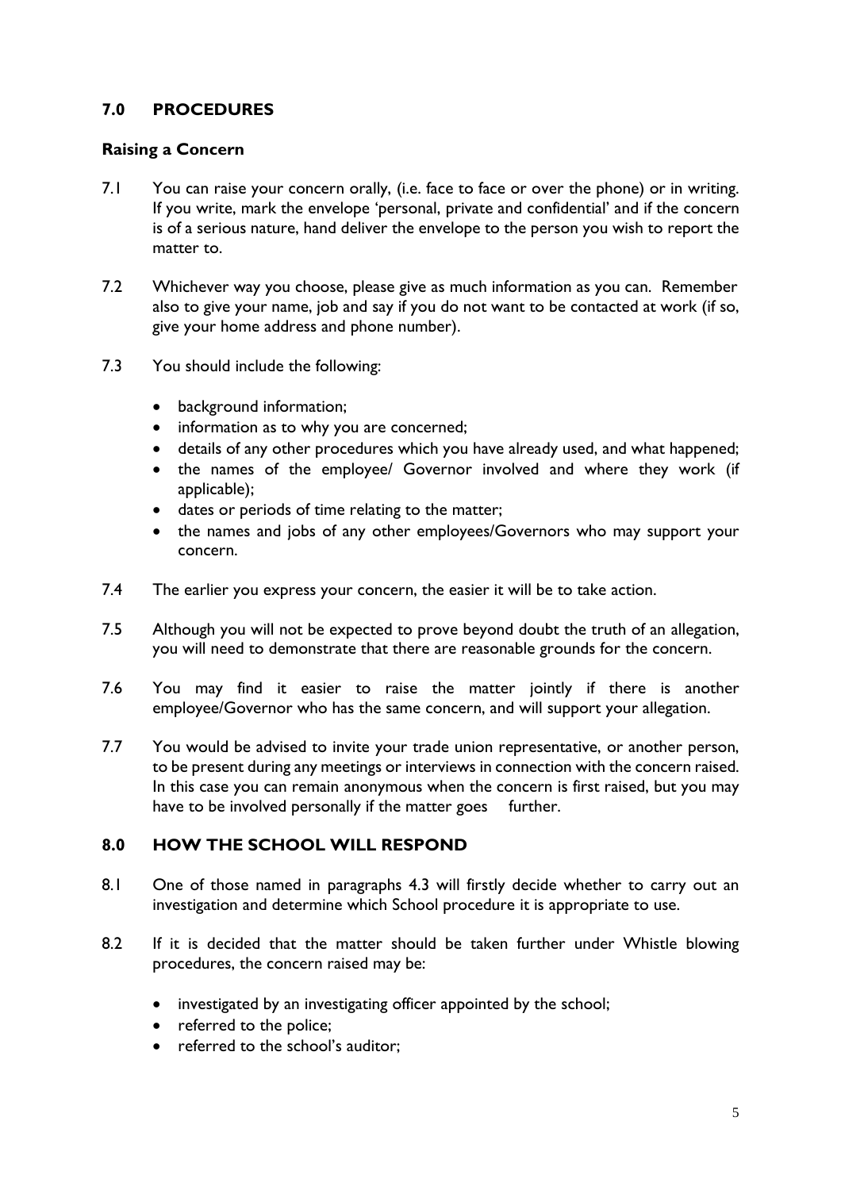## 7.0 PROCEDURES

### Raising a Concern

7.1 You can raise your concern orally, (i.e. face to face or over the phone) or in writing. If you write, mark the envelope 'personal, private and confidential' and if the concern is of a serious nature, hand deliver the envelope to the person you wish to report the matter to.

7.2 Whichever way you choose, please give as much information as you can. Remember also to give your name, job and say if you do not want to be contacted at work (if so, give your home address and phone number).

7.3 You should include the following:

- background information;
- information as to why you are concerned;
- details of any other procedures which you have already used, and what happened;
- the names of the employee/ Governor involved and where they work (if applicable);
- dates or periods of time relating to the matter;
- the names and jobs of any other employees/Governors who may support your concern.

7.4 The earlier you express your concern, the easier it will be to take action.

7.5 Although you will not be expected to prove beyond doubt the truth of an allegation, you will need to demonstrate that there are reasonable grounds for the concern.

7.6 You may find it easier to raise the matter jointly if there is another employee/Governor who has the same concern, and will support your allegation.

7.7 You would be advised to invite your trade union representative, or another person, to be present during any meetings or interviews in connection with the concern raised. In this case you can remain anonymous when the concern is first raised, but you may have to be involved personally if the matter goes further.

## 8.0 HOW THE SCHOOL WILL RESPOND

8.1 One of those named in paragraphs 4.3 will firstly decide whether to carry out an investigation and determine which School procedure it is appropriate to use.

8.2 If it is decided that the matter should be taken further under Whistle blowing procedures, the concern raised may be:

- investigated by an investigating officer appointed by the school;
- referred to the police;
- referred to the school's auditor;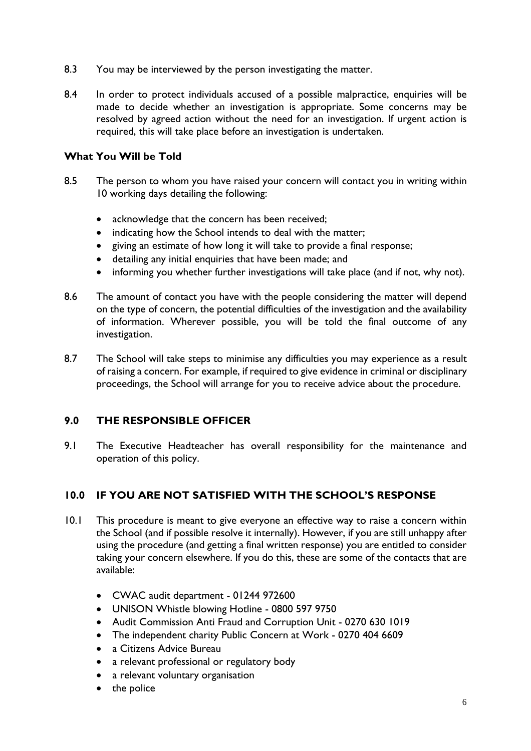8.3 You may be interviewed by the person investigating the matter.

8.4 In order to protect individuals accused of a possible malpractice, enquiries will be made to decide whether an investigation is appropriate. Some concerns may be resolved by agreed action without the need for an investigation. If urgent action is required, this will take place before an investigation is undertaken.

### What You Will be Told

8.5 The person to whom you have raised your concern will contact you in writing within 10 working days detailing the following:

- acknowledge that the concern has been received;
- indicating how the School intends to deal with the matter;
- giving an estimate of how long it will take to provide a final response;
- detailing any initial enquiries that have been made; and
- informing you whether further investigations will take place (and if not, why not).

8.6 The amount of contact you have with the people considering the matter will depend on the type of concern, the potential difficulties of the investigation and the availability of information. Wherever possible, you will be told the final outcome of any investigation.

8.7 The School will take steps to minimise any difficulties you may experience as a result of raising a concern. For example, if required to give evidence in criminal or disciplinary proceedings, the School will arrange for you to receive advice about the procedure.

## 9.0 THE RESPONSIBLE OFFICER

9.1 The Executive Headteacher has overall responsibility for the maintenance and operation of this policy.

## 10.0 IF YOU ARE NOT SATISFIED WITH THE SCHOOL'S RESPONSE

10.1 This procedure is meant to give everyone an effective way to raise a concern within the School (and if possible resolve it internally). However, if you are still unhappy after using the procedure (and getting a final written response) you are entitled to consider taking your concern elsewhere. If you do this, these are some of the contacts that are available:

- CWAC audit department - 01244 972600
- UNISON Whistle blowing Hotline - 0800 597 9750
- Audit Commission Anti Fraud and Corruption Unit - 0270 630 1019
- The independent charity Public Concern at Work - 0270 404 6609
- a Citizens Advice Bureau
- a relevant professional or regulatory body
- a relevant voluntary organisation
- the police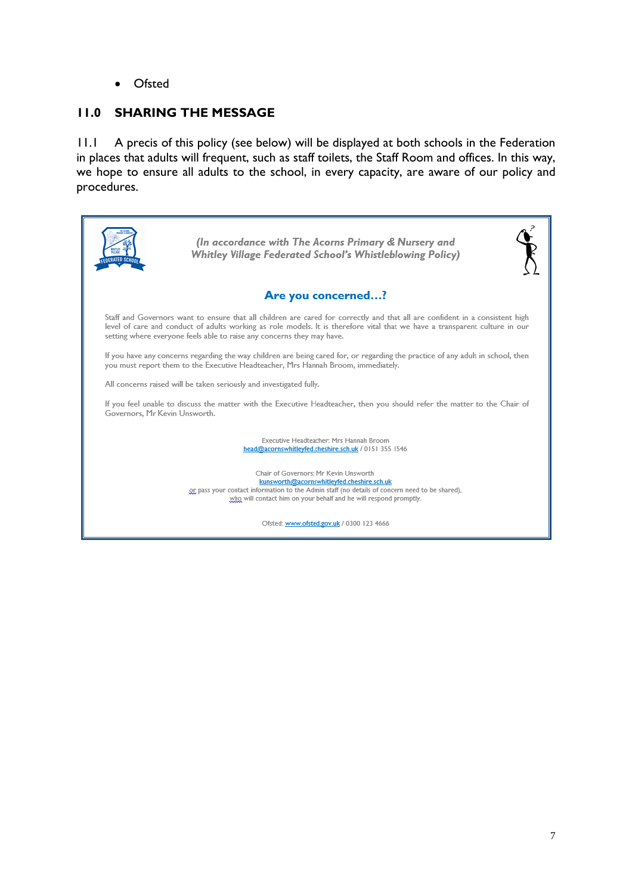- Ofsted

## 11.0 SHARING THE MESSAGE

11.1 A precis of this policy (see below) will be displayed at both schools in the Federation in places that adults will frequent, such as staff toilets, the Staff Room and offices. In this way, we hope to ensure all adults to the school, in every capacity, are aware of our policy and procedures.

*(In accordance with The Acorns Primary & Nursery and Whitley Village Federated School's Whistleblowing Policy)*

### Are you concerned…?

Staff and Governors want to ensure that all children are cared for correctly and that all are confident in a consistent high level of care and conduct of adults working as role models. It is therefore vital that we have a transparent culture in our setting where everyone feels able to raise any concerns they may have.

If you have any concerns regarding the way children are being cared for, or regarding the practice of any adult in school, then you must report them to the Executive Headteacher, Mrs Hannah Broom, immediately.

All concerns raised will be taken seriously and investigated fully.

If you feel unable to discuss the matter with the Executive Headteacher, then you should refer the matter to the Chair of Governors, Mr Kevin Unsworth.

Executive Headteacher: Mrs Hannah Broom
head@acornswhitleyfed.cheshire.sch.uk / 0151 355 1546

Chair of Governors: Mr Kevin Unsworth
kunsworth@acornswhitleyfed.cheshire.sch.uk
or pass your contact information to the Admin staff (no details of concern need to be shared), who will contact him on your behalf and he will respond promptly.

Ofsted: www.ofsted.gov.uk / 0300 123 4666